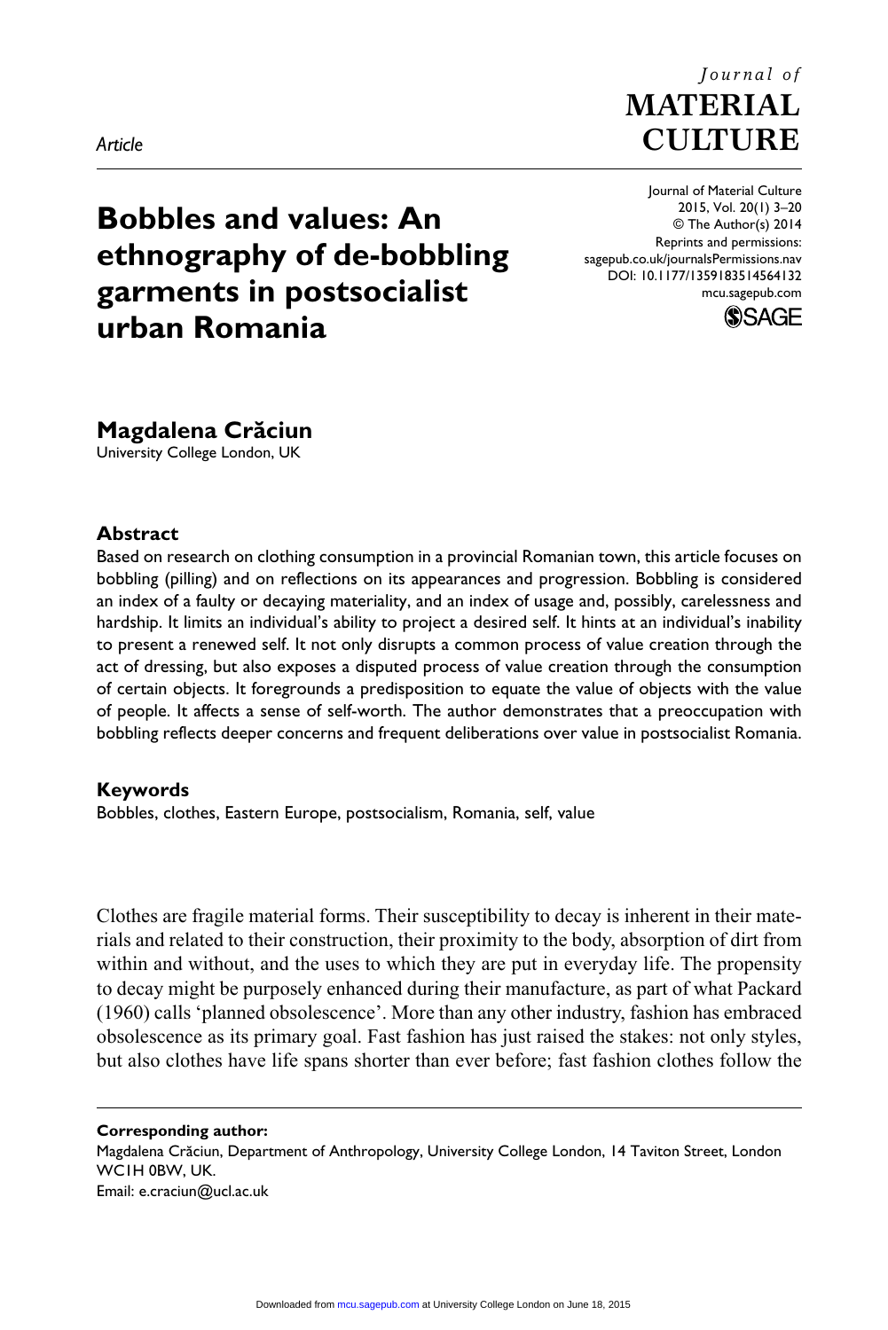*Article*

# Bobbles and values: An ethnography of de-bobbling garments in postsocialist urban Romania

Journal of Material Culture
2015, Vol. 20(1) 3–20
© The Author(s) 2014
Reprints and permissions:
sagepub.co.uk/journalsPermissions.nav
DOI: 10.1177/1359183514564132
mcu.sagepub.com

**Magdalena Crăciun**
University College London, UK

### Abstract

Based on research on clothing consumption in a provincial Romanian town, this article focuses on bobbling (pilling) and on reflections on its appearances and progression. Bobbling is considered an index of a faulty or decaying materiality, and an index of usage and, possibly, carelessness and hardship. It limits an individual's ability to project a desired self. It hints at an individual's inability to present a renewed self. It not only disrupts a common process of value creation through the act of dressing, but also exposes a disputed process of value creation through the consumption of certain objects. It foregrounds a predisposition to equate the value of objects with the value of people. It affects a sense of self-worth. The author demonstrates that a preoccupation with bobbling reflects deeper concerns and frequent deliberations over value in postsocialist Romania.

### Keywords

Bobbles, clothes, Eastern Europe, postsocialism, Romania, self, value

Clothes are fragile material forms. Their susceptibility to decay is inherent in their materials and related to their construction, their proximity to the body, absorption of dirt from within and without, and the uses to which they are put in everyday life. The propensity to decay might be purposely enhanced during their manufacture, as part of what Packard (1960) calls 'planned obsolescence'. More than any other industry, fashion has embraced obsolescence as its primary goal. Fast fashion has just raised the stakes: not only styles, but also clothes have life spans shorter than ever before; fast fashion clothes follow the

**Corresponding author:**
Magdalena Crăciun, Department of Anthropology, University College London, 14 Taviton Street, London WC1H 0BW, UK.
Email: e.craciun@ucl.ac.uk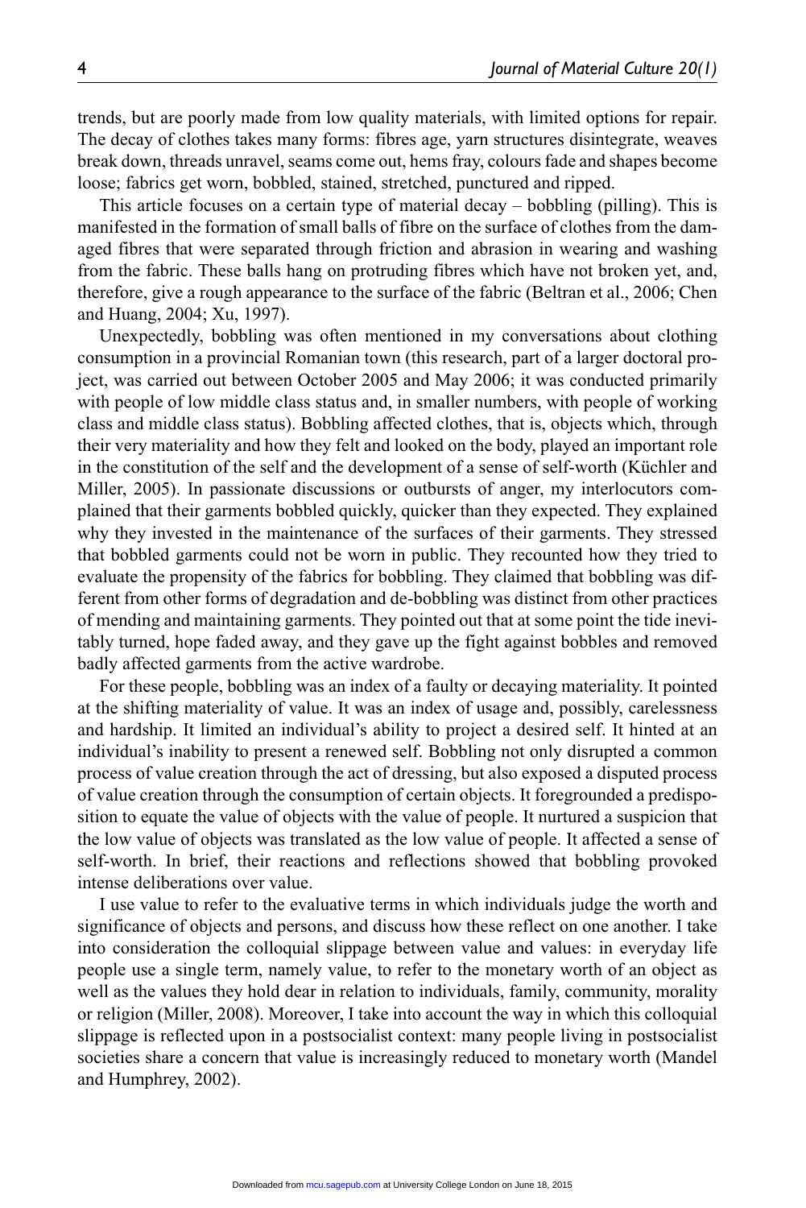trends, but are poorly made from low quality materials, with limited options for repair. The decay of clothes takes many forms: fibres age, yarn structures disintegrate, weaves break down, threads unravel, seams come out, hems fray, colours fade and shapes become loose; fabrics get worn, bobbled, stained, stretched, punctured and ripped.

This article focuses on a certain type of material decay – bobbling (pilling). This is manifested in the formation of small balls of fibre on the surface of clothes from the damaged fibres that were separated through friction and abrasion in wearing and washing from the fabric. These balls hang on protruding fibres which have not broken yet, and, therefore, give a rough appearance to the surface of the fabric (Beltran et al., 2006; Chen and Huang, 2004; Xu, 1997).

Unexpectedly, bobbling was often mentioned in my conversations about clothing consumption in a provincial Romanian town (this research, part of a larger doctoral project, was carried out between October 2005 and May 2006; it was conducted primarily with people of low middle class status and, in smaller numbers, with people of working class and middle class status). Bobbling affected clothes, that is, objects which, through their very materiality and how they felt and looked on the body, played an important role in the constitution of the self and the development of a sense of self-worth (Küchler and Miller, 2005). In passionate discussions or outbursts of anger, my interlocutors complained that their garments bobbled quickly, quicker than they expected. They explained why they invested in the maintenance of the surfaces of their garments. They stressed that bobbled garments could not be worn in public. They recounted how they tried to evaluate the propensity of the fabrics for bobbling. They claimed that bobbling was different from other forms of degradation and de-bobbling was distinct from other practices of mending and maintaining garments. They pointed out that at some point the tide inevitably turned, hope faded away, and they gave up the fight against bobbles and removed badly affected garments from the active wardrobe.

For these people, bobbling was an index of a faulty or decaying materiality. It pointed at the shifting materiality of value. It was an index of usage and, possibly, carelessness and hardship. It limited an individual's ability to project a desired self. It hinted at an individual's inability to present a renewed self. Bobbling not only disrupted a common process of value creation through the act of dressing, but also exposed a disputed process of value creation through the consumption of certain objects. It foregrounded a predisposition to equate the value of objects with the value of people. It nurtured a suspicion that the low value of objects was translated as the low value of people. It affected a sense of self-worth. In brief, their reactions and reflections showed that bobbling provoked intense deliberations over value.

I use value to refer to the evaluative terms in which individuals judge the worth and significance of objects and persons, and discuss how these reflect on one another. I take into consideration the colloquial slippage between value and values: in everyday life people use a single term, namely value, to refer to the monetary worth of an object as well as the values they hold dear in relation to individuals, family, community, morality or religion (Miller, 2008). Moreover, I take into account the way in which this colloquial slippage is reflected upon in a postsocialist context: many people living in postsocialist societies share a concern that value is increasingly reduced to monetary worth (Mandel and Humphrey, 2002).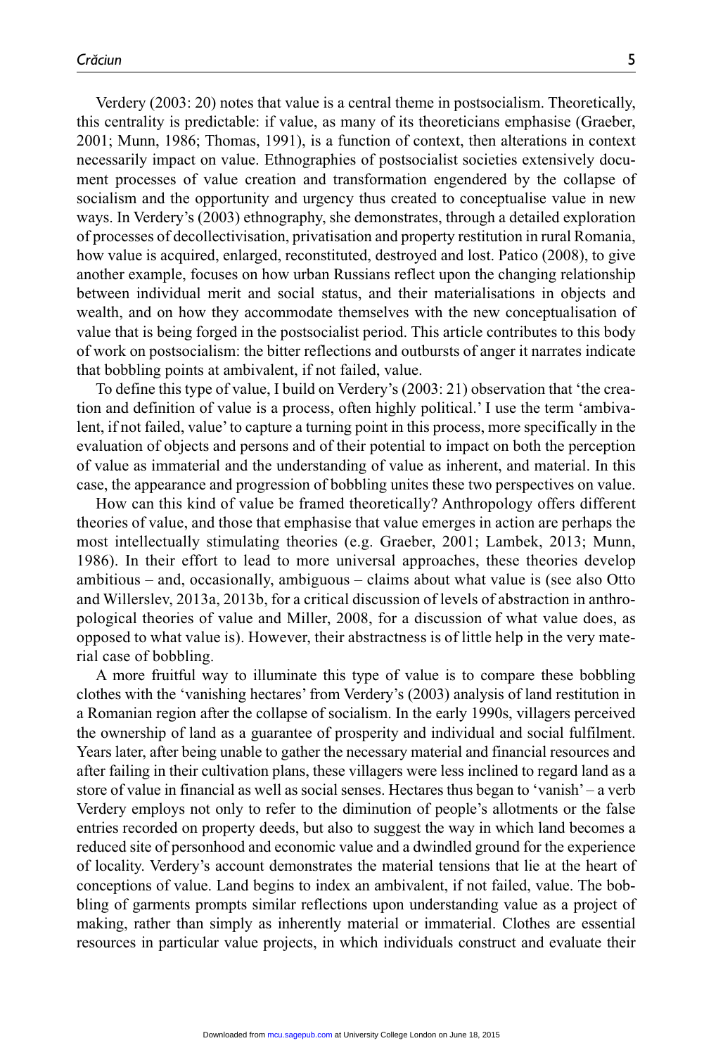Verdery (2003: 20) notes that value is a central theme in postsocialism. Theoretically, this centrality is predictable: if value, as many of its theoreticians emphasise (Graeber, 2001; Munn, 1986; Thomas, 1991), is a function of context, then alterations in context necessarily impact on value. Ethnographies of postsocialist societies extensively document processes of value creation and transformation engendered by the collapse of socialism and the opportunity and urgency thus created to conceptualise value in new ways. In Verdery's (2003) ethnography, she demonstrates, through a detailed exploration of processes of decollectivisation, privatisation and property restitution in rural Romania, how value is acquired, enlarged, reconstituted, destroyed and lost. Patico (2008), to give another example, focuses on how urban Russians reflect upon the changing relationship between individual merit and social status, and their materialisations in objects and wealth, and on how they accommodate themselves with the new conceptualisation of value that is being forged in the postsocialist period. This article contributes to this body of work on postsocialism: the bitter reflections and outbursts of anger it narrates indicate that bobbling points at ambivalent, if not failed, value.

To define this type of value, I build on Verdery's (2003: 21) observation that 'the creation and definition of value is a process, often highly political.' I use the term 'ambivalent, if not failed, value' to capture a turning point in this process, more specifically in the evaluation of objects and persons and of their potential to impact on both the perception of value as immaterial and the understanding of value as inherent, and material. In this case, the appearance and progression of bobbling unites these two perspectives on value.

How can this kind of value be framed theoretically? Anthropology offers different theories of value, and those that emphasise that value emerges in action are perhaps the most intellectually stimulating theories (e.g. Graeber, 2001; Lambek, 2013; Munn, 1986). In their effort to lead to more universal approaches, these theories develop ambitious – and, occasionally, ambiguous – claims about what value is (see also Otto and Willerslev, 2013a, 2013b, for a critical discussion of levels of abstraction in anthropological theories of value and Miller, 2008, for a discussion of what value does, as opposed to what value is). However, their abstractness is of little help in the very material case of bobbling.

A more fruitful way to illuminate this type of value is to compare these bobbling clothes with the 'vanishing hectares' from Verdery's (2003) analysis of land restitution in a Romanian region after the collapse of socialism. In the early 1990s, villagers perceived the ownership of land as a guarantee of prosperity and individual and social fulfilment. Years later, after being unable to gather the necessary material and financial resources and after failing in their cultivation plans, these villagers were less inclined to regard land as a store of value in financial as well as social senses. Hectares thus began to 'vanish' – a verb Verdery employs not only to refer to the diminution of people's allotments or the false entries recorded on property deeds, but also to suggest the way in which land becomes a reduced site of personhood and economic value and a dwindled ground for the experience of locality. Verdery's account demonstrates the material tensions that lie at the heart of conceptions of value. Land begins to index an ambivalent, if not failed, value. The bobbling of garments prompts similar reflections upon understanding value as a project of making, rather than simply as inherently material or immaterial. Clothes are essential resources in particular value projects, in which individuals construct and evaluate their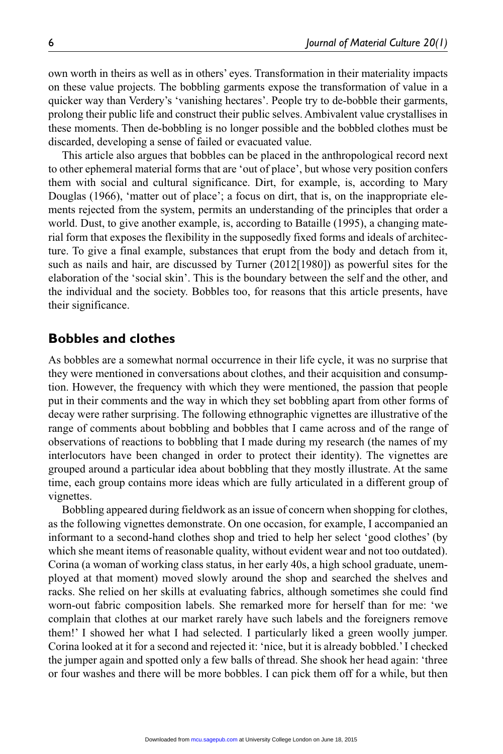own worth in theirs as well as in others' eyes. Transformation in their materiality impacts on these value projects. The bobbling garments expose the transformation of value in a quicker way than Verdery's 'vanishing hectares'. People try to de-bobble their garments, prolong their public life and construct their public selves. Ambivalent value crystallises in these moments. Then de-bobbling is no longer possible and the bobbled clothes must be discarded, developing a sense of failed or evacuated value.

This article also argues that bobbles can be placed in the anthropological record next to other ephemeral material forms that are 'out of place', but whose very position confers them with social and cultural significance. Dirt, for example, is, according to Mary Douglas (1966), 'matter out of place'; a focus on dirt, that is, on the inappropriate elements rejected from the system, permits an understanding of the principles that order a world. Dust, to give another example, is, according to Bataille (1995), a changing material form that exposes the flexibility in the supposedly fixed forms and ideals of architecture. To give a final example, substances that erupt from the body and detach from it, such as nails and hair, are discussed by Turner (2012[1980]) as powerful sites for the elaboration of the 'social skin'. This is the boundary between the self and the other, and the individual and the society. Bobbles too, for reasons that this article presents, have their significance.

## Bobbles and clothes

As bobbles are a somewhat normal occurrence in their life cycle, it was no surprise that they were mentioned in conversations about clothes, and their acquisition and consumption. However, the frequency with which they were mentioned, the passion that people put in their comments and the way in which they set bobbling apart from other forms of decay were rather surprising. The following ethnographic vignettes are illustrative of the range of comments about bobbling and bobbles that I came across and of the range of observations of reactions to bobbling that I made during my research (the names of my interlocutors have been changed in order to protect their identity). The vignettes are grouped around a particular idea about bobbling that they mostly illustrate. At the same time, each group contains more ideas which are fully articulated in a different group of vignettes.

Bobbling appeared during fieldwork as an issue of concern when shopping for clothes, as the following vignettes demonstrate. On one occasion, for example, I accompanied an informant to a second-hand clothes shop and tried to help her select 'good clothes' (by which she meant items of reasonable quality, without evident wear and not too outdated). Corina (a woman of working class status, in her early 40s, a high school graduate, unemployed at that moment) moved slowly around the shop and searched the shelves and racks. She relied on her skills at evaluating fabrics, although sometimes she could find worn-out fabric composition labels. She remarked more for herself than for me: 'we complain that clothes at our market rarely have such labels and the foreigners remove them!' I showed her what I had selected. I particularly liked a green woolly jumper. Corina looked at it for a second and rejected it: 'nice, but it is already bobbled.' I checked the jumper again and spotted only a few balls of thread. She shook her head again: 'three or four washes and there will be more bobbles. I can pick them off for a while, but then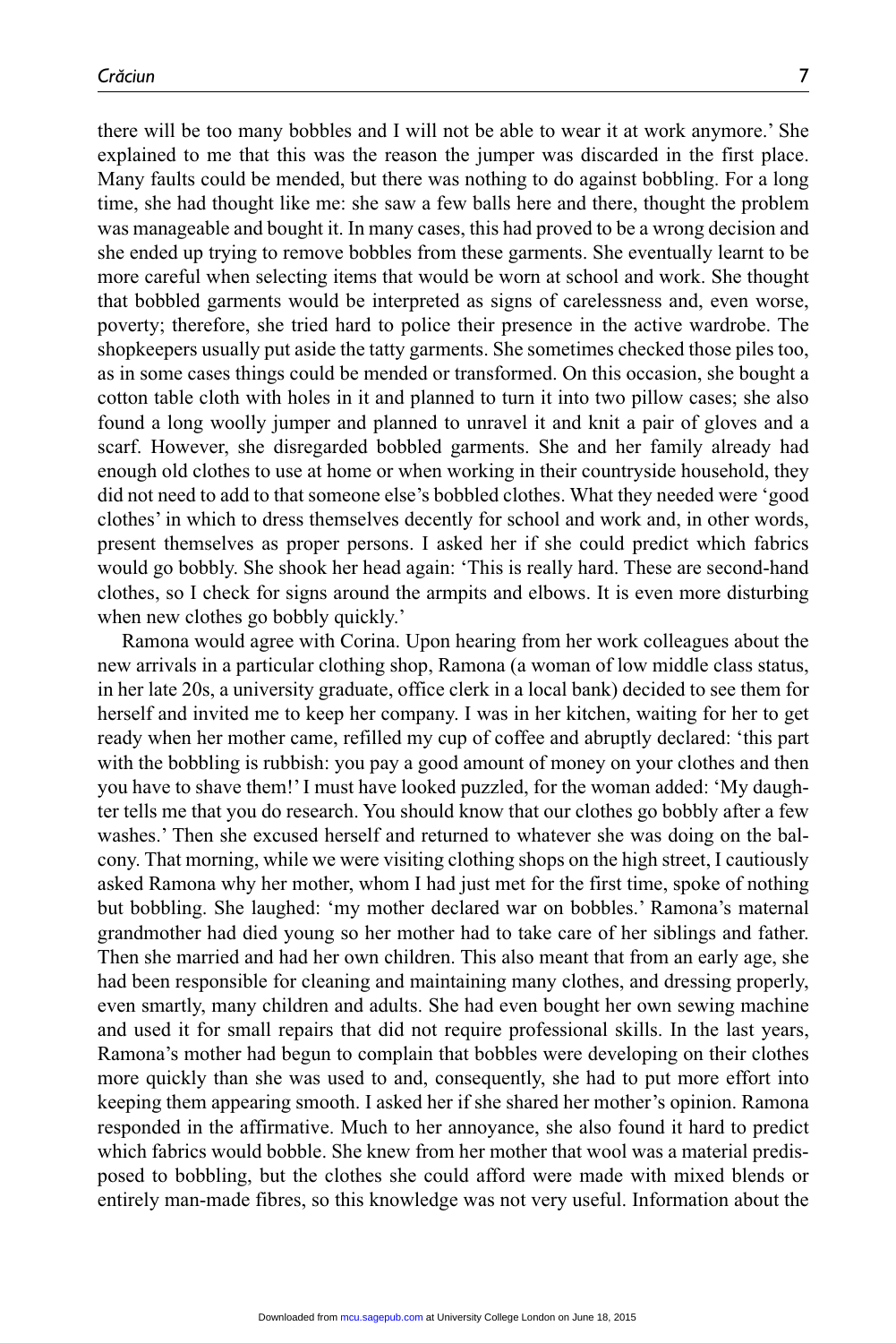there will be too many bobbles and I will not be able to wear it at work anymore.' She explained to me that this was the reason the jumper was discarded in the first place. Many faults could be mended, but there was nothing to do against bobbling. For a long time, she had thought like me: she saw a few balls here and there, thought the problem was manageable and bought it. In many cases, this had proved to be a wrong decision and she ended up trying to remove bobbles from these garments. She eventually learnt to be more careful when selecting items that would be worn at school and work. She thought that bobbled garments would be interpreted as signs of carelessness and, even worse, poverty; therefore, she tried hard to police their presence in the active wardrobe. The shopkeepers usually put aside the tatty garments. She sometimes checked those piles too, as in some cases things could be mended or transformed. On this occasion, she bought a cotton table cloth with holes in it and planned to turn it into two pillow cases; she also found a long woolly jumper and planned to unravel it and knit a pair of gloves and a scarf. However, she disregarded bobbled garments. She and her family already had enough old clothes to use at home or when working in their countryside household, they did not need to add to that someone else's bobbled clothes. What they needed were 'good clothes' in which to dress themselves decently for school and work and, in other words, present themselves as proper persons. I asked her if she could predict which fabrics would go bobbly. She shook her head again: 'This is really hard. These are second-hand clothes, so I check for signs around the armpits and elbows. It is even more disturbing when new clothes go bobbly quickly.'

Ramona would agree with Corina. Upon hearing from her work colleagues about the new arrivals in a particular clothing shop, Ramona (a woman of low middle class status, in her late 20s, a university graduate, office clerk in a local bank) decided to see them for herself and invited me to keep her company. I was in her kitchen, waiting for her to get ready when her mother came, refilled my cup of coffee and abruptly declared: 'this part with the bobbling is rubbish: you pay a good amount of money on your clothes and then you have to shave them!' I must have looked puzzled, for the woman added: 'My daughter tells me that you do research. You should know that our clothes go bobbly after a few washes.' Then she excused herself and returned to whatever she was doing on the balcony. That morning, while we were visiting clothing shops on the high street, I cautiously asked Ramona why her mother, whom I had just met for the first time, spoke of nothing but bobbling. She laughed: 'my mother declared war on bobbles.' Ramona's maternal grandmother had died young so her mother had to take care of her siblings and father. Then she married and had her own children. This also meant that from an early age, she had been responsible for cleaning and maintaining many clothes, and dressing properly, even smartly, many children and adults. She had even bought her own sewing machine and used it for small repairs that did not require professional skills. In the last years, Ramona's mother had begun to complain that bobbles were developing on their clothes more quickly than she was used to and, consequently, she had to put more effort into keeping them appearing smooth. I asked her if she shared her mother's opinion. Ramona responded in the affirmative. Much to her annoyance, she also found it hard to predict which fabrics would bobble. She knew from her mother that wool was a material predisposed to bobbling, but the clothes she could afford were made with mixed blends or entirely man-made fibres, so this knowledge was not very useful. Information about the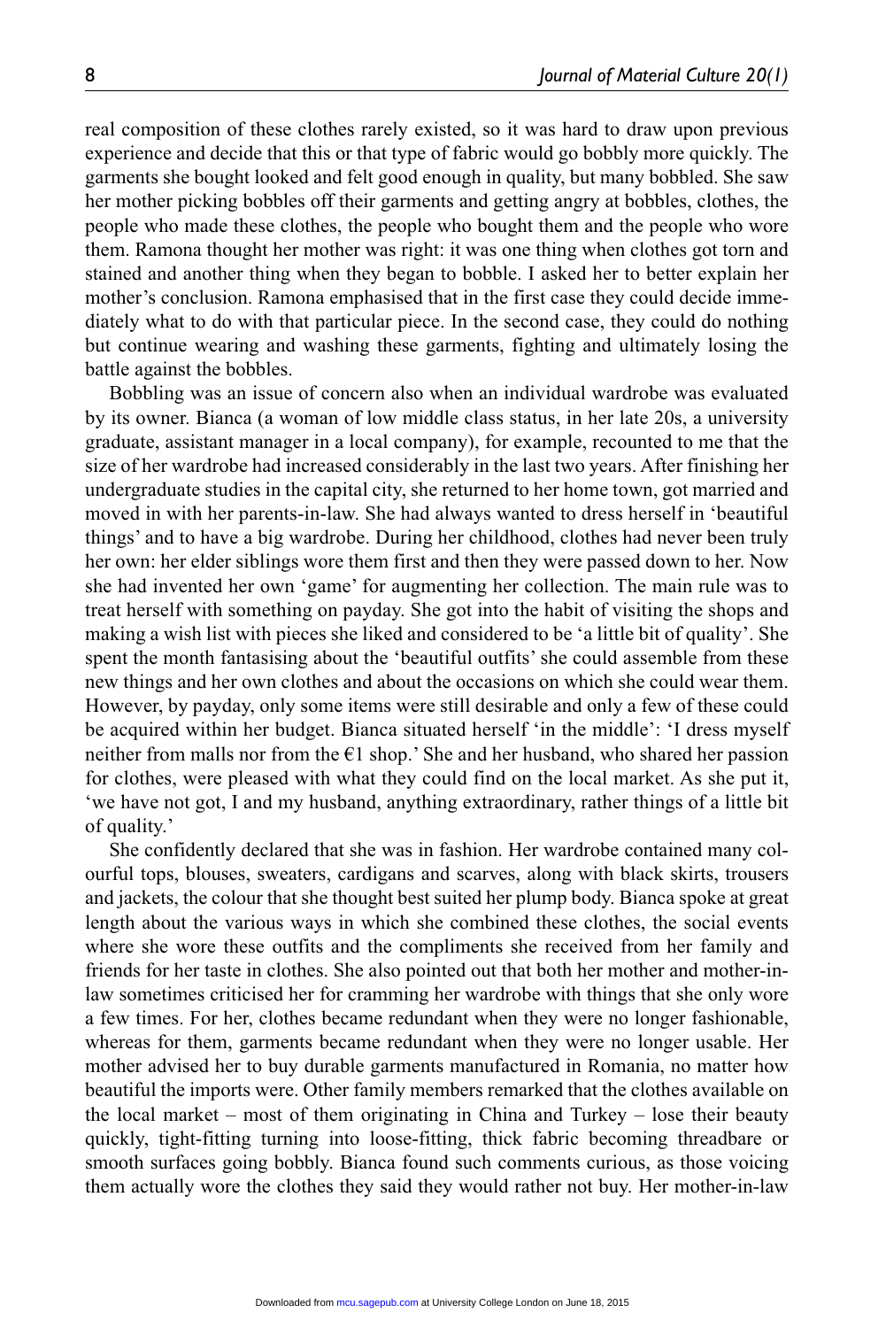real composition of these clothes rarely existed, so it was hard to draw upon previous experience and decide that this or that type of fabric would go bobbly more quickly. The garments she bought looked and felt good enough in quality, but many bobbled. She saw her mother picking bobbles off their garments and getting angry at bobbles, clothes, the people who made these clothes, the people who bought them and the people who wore them. Ramona thought her mother was right: it was one thing when clothes got torn and stained and another thing when they began to bobble. I asked her to better explain her mother's conclusion. Ramona emphasised that in the first case they could decide immediately what to do with that particular piece. In the second case, they could do nothing but continue wearing and washing these garments, fighting and ultimately losing the battle against the bobbles.

Bobbling was an issue of concern also when an individual wardrobe was evaluated by its owner. Bianca (a woman of low middle class status, in her late 20s, a university graduate, assistant manager in a local company), for example, recounted to me that the size of her wardrobe had increased considerably in the last two years. After finishing her undergraduate studies in the capital city, she returned to her home town, got married and moved in with her parents-in-law. She had always wanted to dress herself in 'beautiful things' and to have a big wardrobe. During her childhood, clothes had never been truly her own: her elder siblings wore them first and then they were passed down to her. Now she had invented her own 'game' for augmenting her collection. The main rule was to treat herself with something on payday. She got into the habit of visiting the shops and making a wish list with pieces she liked and considered to be 'a little bit of quality'. She spent the month fantasising about the 'beautiful outfits' she could assemble from these new things and her own clothes and about the occasions on which she could wear them. However, by payday, only some items were still desirable and only a few of these could be acquired within her budget. Bianca situated herself 'in the middle': 'I dress myself neither from malls nor from the €1 shop.' She and her husband, who shared her passion for clothes, were pleased with what they could find on the local market. As she put it, 'we have not got, I and my husband, anything extraordinary, rather things of a little bit of quality.'

She confidently declared that she was in fashion. Her wardrobe contained many colourful tops, blouses, sweaters, cardigans and scarves, along with black skirts, trousers and jackets, the colour that she thought best suited her plump body. Bianca spoke at great length about the various ways in which she combined these clothes, the social events where she wore these outfits and the compliments she received from her family and friends for her taste in clothes. She also pointed out that both her mother and mother-in-law sometimes criticised her for cramming her wardrobe with things that she only wore a few times. For her, clothes became redundant when they were no longer fashionable, whereas for them, garments became redundant when they were no longer usable. Her mother advised her to buy durable garments manufactured in Romania, no matter how beautiful the imports were. Other family members remarked that the clothes available on the local market – most of them originating in China and Turkey – lose their beauty quickly, tight-fitting turning into loose-fitting, thick fabric becoming threadbare or smooth surfaces going bobbly. Bianca found such comments curious, as those voicing them actually wore the clothes they said they would rather not buy. Her mother-in-law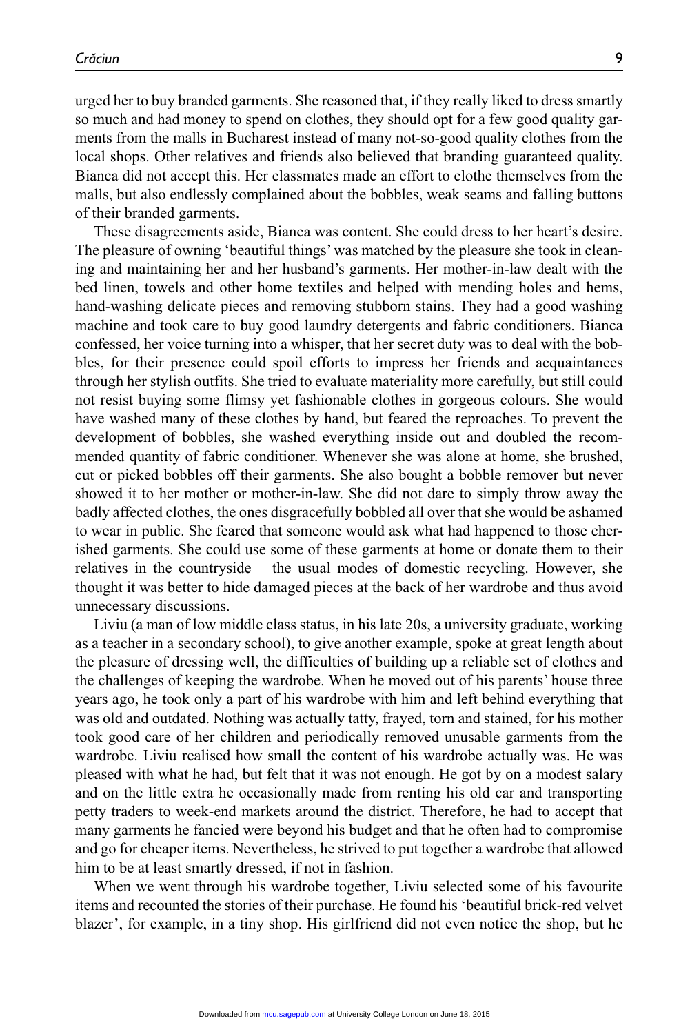urged her to buy branded garments. She reasoned that, if they really liked to dress smartly so much and had money to spend on clothes, they should opt for a few good quality garments from the malls in Bucharest instead of many not-so-good quality clothes from the local shops. Other relatives and friends also believed that branding guaranteed quality. Bianca did not accept this. Her classmates made an effort to clothe themselves from the malls, but also endlessly complained about the bobbles, weak seams and falling buttons of their branded garments.

These disagreements aside, Bianca was content. She could dress to her heart's desire. The pleasure of owning 'beautiful things' was matched by the pleasure she took in cleaning and maintaining her and her husband's garments. Her mother-in-law dealt with the bed linen, towels and other home textiles and helped with mending holes and hems, hand-washing delicate pieces and removing stubborn stains. They had a good washing machine and took care to buy good laundry detergents and fabric conditioners. Bianca confessed, her voice turning into a whisper, that her secret duty was to deal with the bobbles, for their presence could spoil efforts to impress her friends and acquaintances through her stylish outfits. She tried to evaluate materiality more carefully, but still could not resist buying some flimsy yet fashionable clothes in gorgeous colours. She would have washed many of these clothes by hand, but feared the reproaches. To prevent the development of bobbles, she washed everything inside out and doubled the recommended quantity of fabric conditioner. Whenever she was alone at home, she brushed, cut or picked bobbles off their garments. She also bought a bobble remover but never showed it to her mother or mother-in-law. She did not dare to simply throw away the badly affected clothes, the ones disgracefully bobbled all over that she would be ashamed to wear in public. She feared that someone would ask what had happened to those cherished garments. She could use some of these garments at home or donate them to their relatives in the countryside – the usual modes of domestic recycling. However, she thought it was better to hide damaged pieces at the back of her wardrobe and thus avoid unnecessary discussions.

Liviu (a man of low middle class status, in his late 20s, a university graduate, working as a teacher in a secondary school), to give another example, spoke at great length about the pleasure of dressing well, the difficulties of building up a reliable set of clothes and the challenges of keeping the wardrobe. When he moved out of his parents' house three years ago, he took only a part of his wardrobe with him and left behind everything that was old and outdated. Nothing was actually tatty, frayed, torn and stained, for his mother took good care of her children and periodically removed unusable garments from the wardrobe. Liviu realised how small the content of his wardrobe actually was. He was pleased with what he had, but felt that it was not enough. He got by on a modest salary and on the little extra he occasionally made from renting his old car and transporting petty traders to week-end markets around the district. Therefore, he had to accept that many garments he fancied were beyond his budget and that he often had to compromise and go for cheaper items. Nevertheless, he strived to put together a wardrobe that allowed him to be at least smartly dressed, if not in fashion.

When we went through his wardrobe together, Liviu selected some of his favourite items and recounted the stories of their purchase. He found his 'beautiful brick-red velvet blazer', for example, in a tiny shop. His girlfriend did not even notice the shop, but he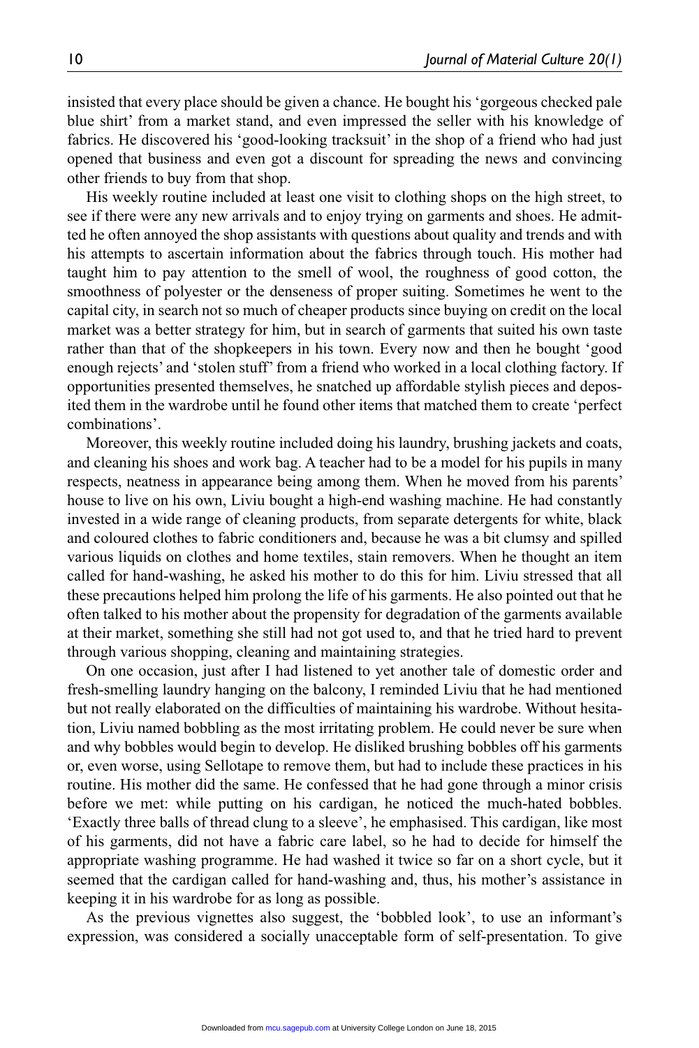insisted that every place should be given a chance. He bought his 'gorgeous checked pale blue shirt' from a market stand, and even impressed the seller with his knowledge of fabrics. He discovered his 'good-looking tracksuit' in the shop of a friend who had just opened that business and even got a discount for spreading the news and convincing other friends to buy from that shop.

His weekly routine included at least one visit to clothing shops on the high street, to see if there were any new arrivals and to enjoy trying on garments and shoes. He admitted he often annoyed the shop assistants with questions about quality and trends and with his attempts to ascertain information about the fabrics through touch. His mother had taught him to pay attention to the smell of wool, the roughness of good cotton, the smoothness of polyester or the denseness of proper suiting. Sometimes he went to the capital city, in search not so much of cheaper products since buying on credit on the local market was a better strategy for him, but in search of garments that suited his own taste rather than that of the shopkeepers in his town. Every now and then he bought 'good enough rejects' and 'stolen stuff' from a friend who worked in a local clothing factory. If opportunities presented themselves, he snatched up affordable stylish pieces and deposited them in the wardrobe until he found other items that matched them to create 'perfect combinations'.

Moreover, this weekly routine included doing his laundry, brushing jackets and coats, and cleaning his shoes and work bag. A teacher had to be a model for his pupils in many respects, neatness in appearance being among them. When he moved from his parents' house to live on his own, Liviu bought a high-end washing machine. He had constantly invested in a wide range of cleaning products, from separate detergents for white, black and coloured clothes to fabric conditioners and, because he was a bit clumsy and spilled various liquids on clothes and home textiles, stain removers. When he thought an item called for hand-washing, he asked his mother to do this for him. Liviu stressed that all these precautions helped him prolong the life of his garments. He also pointed out that he often talked to his mother about the propensity for degradation of the garments available at their market, something she still had not got used to, and that he tried hard to prevent through various shopping, cleaning and maintaining strategies.

On one occasion, just after I had listened to yet another tale of domestic order and fresh-smelling laundry hanging on the balcony, I reminded Liviu that he had mentioned but not really elaborated on the difficulties of maintaining his wardrobe. Without hesitation, Liviu named bobbling as the most irritating problem. He could never be sure when and why bobbles would begin to develop. He disliked brushing bobbles off his garments or, even worse, using Sellotape to remove them, but had to include these practices in his routine. His mother did the same. He confessed that he had gone through a minor crisis before we met: while putting on his cardigan, he noticed the much-hated bobbles. 'Exactly three balls of thread clung to a sleeve', he emphasised. This cardigan, like most of his garments, did not have a fabric care label, so he had to decide for himself the appropriate washing programme. He had washed it twice so far on a short cycle, but it seemed that the cardigan called for hand-washing and, thus, his mother's assistance in keeping it in his wardrobe for as long as possible.

As the previous vignettes also suggest, the 'bobbled look', to use an informant's expression, was considered a socially unacceptable form of self-presentation. To give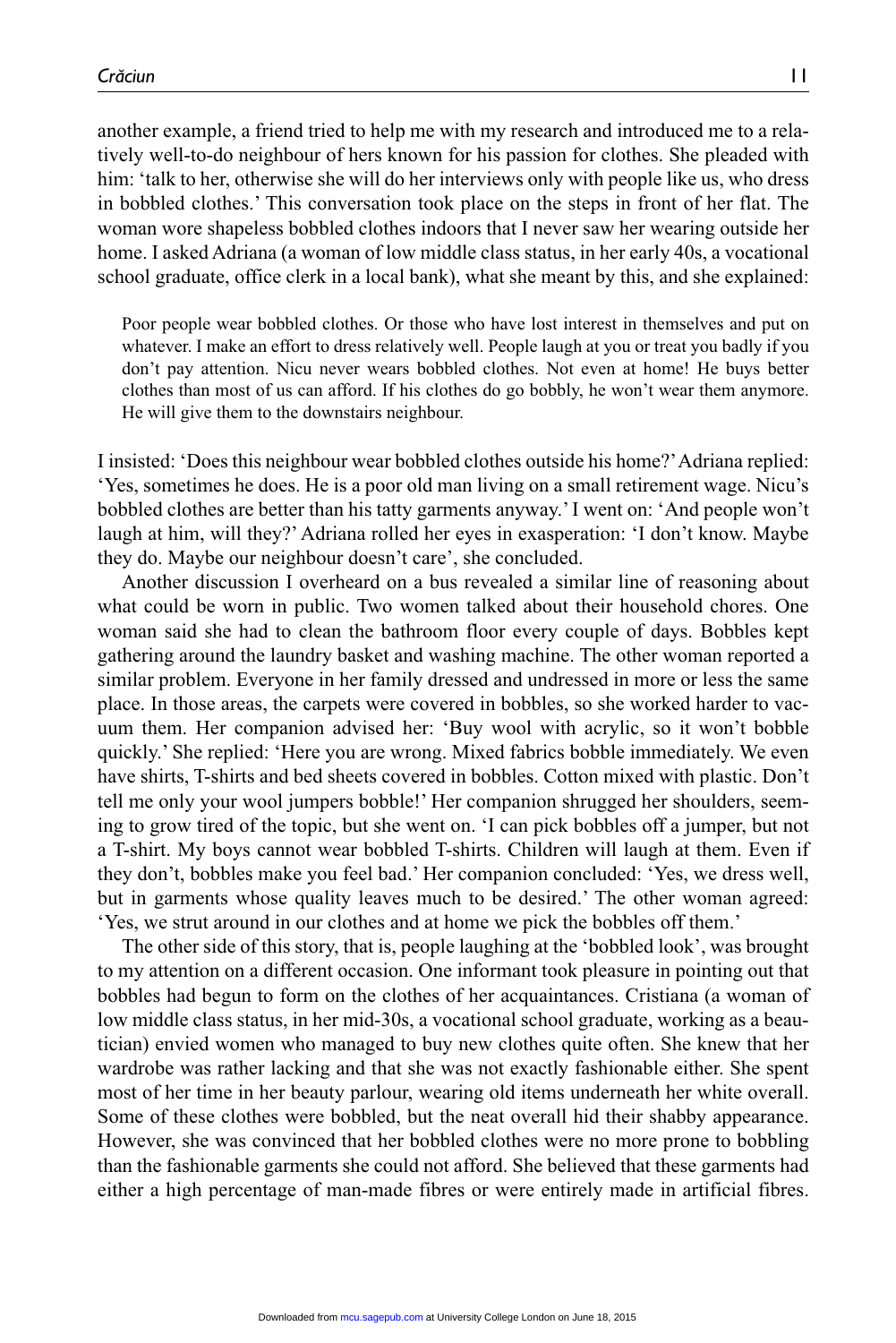another example, a friend tried to help me with my research and introduced me to a relatively well-to-do neighbour of hers known for his passion for clothes. She pleaded with him: 'talk to her, otherwise she will do her interviews only with people like us, who dress in bobbled clothes.' This conversation took place on the steps in front of her flat. The woman wore shapeless bobbled clothes indoors that I never saw her wearing outside her home. I asked Adriana (a woman of low middle class status, in her early 40s, a vocational school graduate, office clerk in a local bank), what she meant by this, and she explained:

> Poor people wear bobbled clothes. Or those who have lost interest in themselves and put on whatever. I make an effort to dress relatively well. People laugh at you or treat you badly if you don't pay attention. Nicu never wears bobbled clothes. Not even at home! He buys better clothes than most of us can afford. If his clothes do go bobbly, he won't wear them anymore. He will give them to the downstairs neighbour.

I insisted: 'Does this neighbour wear bobbled clothes outside his home?' Adriana replied: 'Yes, sometimes he does. He is a poor old man living on a small retirement wage. Nicu's bobbled clothes are better than his tatty garments anyway.' I went on: 'And people won't laugh at him, will they?' Adriana rolled her eyes in exasperation: 'I don't know. Maybe they do. Maybe our neighbour doesn't care', she concluded.

Another discussion I overheard on a bus revealed a similar line of reasoning about what could be worn in public. Two women talked about their household chores. One woman said she had to clean the bathroom floor every couple of days. Bobbles kept gathering around the laundry basket and washing machine. The other woman reported a similar problem. Everyone in her family dressed and undressed in more or less the same place. In those areas, the carpets were covered in bobbles, so she worked harder to vacuum them. Her companion advised her: 'Buy wool with acrylic, so it won't bobble quickly.' She replied: 'Here you are wrong. Mixed fabrics bobble immediately. We even have shirts, T-shirts and bed sheets covered in bobbles. Cotton mixed with plastic. Don't tell me only your wool jumpers bobble!' Her companion shrugged her shoulders, seeming to grow tired of the topic, but she went on. 'I can pick bobbles off a jumper, but not a T-shirt. My boys cannot wear bobbled T-shirts. Children will laugh at them. Even if they don't, bobbles make you feel bad.' Her companion concluded: 'Yes, we dress well, but in garments whose quality leaves much to be desired.' The other woman agreed: 'Yes, we strut around in our clothes and at home we pick the bobbles off them.'

The other side of this story, that is, people laughing at the 'bobbled look', was brought to my attention on a different occasion. One informant took pleasure in pointing out that bobbles had begun to form on the clothes of her acquaintances. Cristiana (a woman of low middle class status, in her mid-30s, a vocational school graduate, working as a beautician) envied women who managed to buy new clothes quite often. She knew that her wardrobe was rather lacking and that she was not exactly fashionable either. She spent most of her time in her beauty parlour, wearing old items underneath her white overall. Some of these clothes were bobbled, but the neat overall hid their shabby appearance. However, she was convinced that her bobbled clothes were no more prone to bobbling than the fashionable garments she could not afford. She believed that these garments had either a high percentage of man-made fibres or were entirely made in artificial fibres.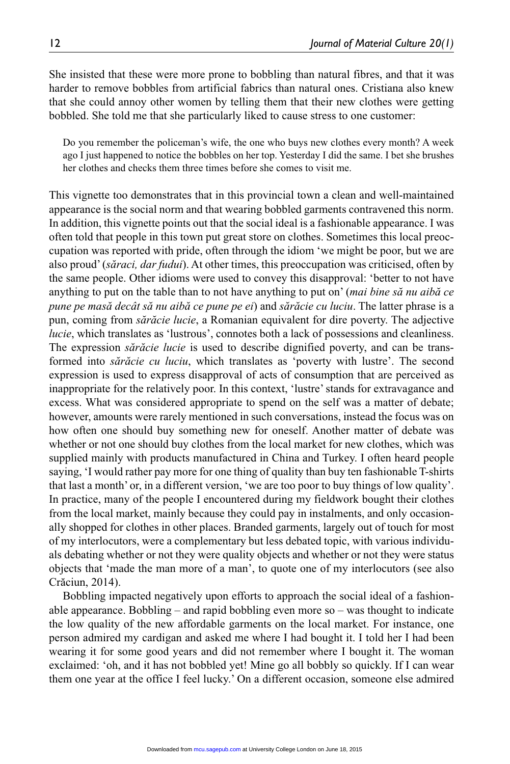She insisted that these were more prone to bobbling than natural fibres, and that it was harder to remove bobbles from artificial fabrics than natural ones. Cristiana also knew that she could annoy other women by telling them that their new clothes were getting bobbled. She told me that she particularly liked to cause stress to one customer:

> Do you remember the policeman's wife, the one who buys new clothes every month? A week ago I just happened to notice the bobbles on her top. Yesterday I did the same. I bet she brushes her clothes and checks them three times before she comes to visit me.

This vignette too demonstrates that in this provincial town a clean and well-maintained appearance is the social norm and that wearing bobbled garments contravened this norm. In addition, this vignette points out that the social ideal is a fashionable appearance. I was often told that people in this town put great store on clothes. Sometimes this local preoccupation was reported with pride, often through the idiom 'we might be poor, but we are also proud' (*săraci, dar fudui*). At other times, this preoccupation was criticised, often by the same people. Other idioms were used to convey this disapproval: 'better to not have anything to put on the table than to not have anything to put on' (*mai bine să nu aibă ce pune pe masă decât să nu aibă ce pune pe ei*) and *sărăcie cu luciu*. The latter phrase is a pun, coming from *sărăcie lucie*, a Romanian equivalent for dire poverty. The adjective *lucie*, which translates as 'lustrous', connotes both a lack of possessions and cleanliness. The expression *sărăcie lucie* is used to describe dignified poverty, and can be transformed into *sărăcie cu luciu*, which translates as 'poverty with lustre'. The second expression is used to express disapproval of acts of consumption that are perceived as inappropriate for the relatively poor. In this context, 'lustre' stands for extravagance and excess. What was considered appropriate to spend on the self was a matter of debate; however, amounts were rarely mentioned in such conversations, instead the focus was on how often one should buy something new for oneself. Another matter of debate was whether or not one should buy clothes from the local market for new clothes, which was supplied mainly with products manufactured in China and Turkey. I often heard people saying, 'I would rather pay more for one thing of quality than buy ten fashionable T-shirts that last a month' or, in a different version, 'we are too poor to buy things of low quality'. In practice, many of the people I encountered during my fieldwork bought their clothes from the local market, mainly because they could pay in instalments, and only occasionally shopped for clothes in other places. Branded garments, largely out of touch for most of my interlocutors, were a complementary but less debated topic, with various individuals debating whether or not they were quality objects and whether or not they were status objects that 'made the man more of a man', to quote one of my interlocutors (see also Crăciun, 2014).

Bobbling impacted negatively upon efforts to approach the social ideal of a fashionable appearance. Bobbling – and rapid bobbling even more so – was thought to indicate the low quality of the new affordable garments on the local market. For instance, one person admired my cardigan and asked me where I had bought it. I told her I had been wearing it for some good years and did not remember where I bought it. The woman exclaimed: 'oh, and it has not bobbled yet! Mine go all bobbly so quickly. If I can wear them one year at the office I feel lucky.' On a different occasion, someone else admired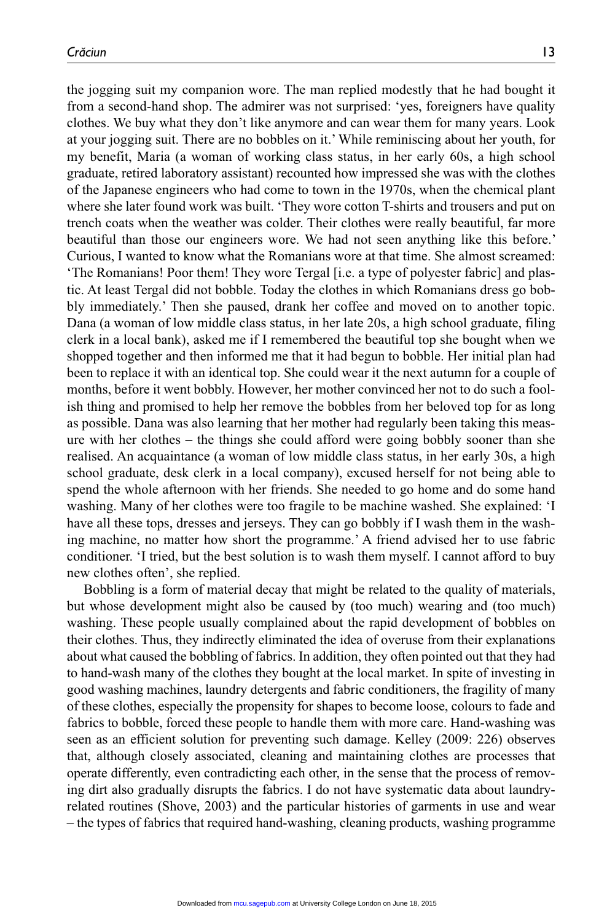the jogging suit my companion wore. The man replied modestly that he had bought it from a second-hand shop. The admirer was not surprised: 'yes, foreigners have quality clothes. We buy what they don't like anymore and can wear them for many years. Look at your jogging suit. There are no bobbles on it.' While reminiscing about her youth, for my benefit, Maria (a woman of working class status, in her early 60s, a high school graduate, retired laboratory assistant) recounted how impressed she was with the clothes of the Japanese engineers who had come to town in the 1970s, when the chemical plant where she later found work was built. 'They wore cotton T-shirts and trousers and put on trench coats when the weather was colder. Their clothes were really beautiful, far more beautiful than those our engineers wore. We had not seen anything like this before.' Curious, I wanted to know what the Romanians wore at that time. She almost screamed: 'The Romanians! Poor them! They wore Tergal [i.e. a type of polyester fabric] and plastic. At least Tergal did not bobble. Today the clothes in which Romanians dress go bobbly immediately.' Then she paused, drank her coffee and moved on to another topic. Dana (a woman of low middle class status, in her late 20s, a high school graduate, filing clerk in a local bank), asked me if I remembered the beautiful top she bought when we shopped together and then informed me that it had begun to bobble. Her initial plan had been to replace it with an identical top. She could wear it the next autumn for a couple of months, before it went bobbly. However, her mother convinced her not to do such a foolish thing and promised to help her remove the bobbles from her beloved top for as long as possible. Dana was also learning that her mother had regularly been taking this measure with her clothes – the things she could afford were going bobbly sooner than she realised. An acquaintance (a woman of low middle class status, in her early 30s, a high school graduate, desk clerk in a local company), excused herself for not being able to spend the whole afternoon with her friends. She needed to go home and do some hand washing. Many of her clothes were too fragile to be machine washed. She explained: 'I have all these tops, dresses and jerseys. They can go bobbly if I wash them in the washing machine, no matter how short the programme.' A friend advised her to use fabric conditioner. 'I tried, but the best solution is to wash them myself. I cannot afford to buy new clothes often', she replied.

Bobbling is a form of material decay that might be related to the quality of materials, but whose development might also be caused by (too much) wearing and (too much) washing. These people usually complained about the rapid development of bobbles on their clothes. Thus, they indirectly eliminated the idea of overuse from their explanations about what caused the bobbling of fabrics. In addition, they often pointed out that they had to hand-wash many of the clothes they bought at the local market. In spite of investing in good washing machines, laundry detergents and fabric conditioners, the fragility of many of these clothes, especially the propensity for shapes to become loose, colours to fade and fabrics to bobble, forced these people to handle them with more care. Hand-washing was seen as an efficient solution for preventing such damage. Kelley (2009: 226) observes that, although closely associated, cleaning and maintaining clothes are processes that operate differently, even contradicting each other, in the sense that the process of removing dirt also gradually disrupts the fabrics. I do not have systematic data about laundry-related routines (Shove, 2003) and the particular histories of garments in use and wear – the types of fabrics that required hand-washing, cleaning products, washing programme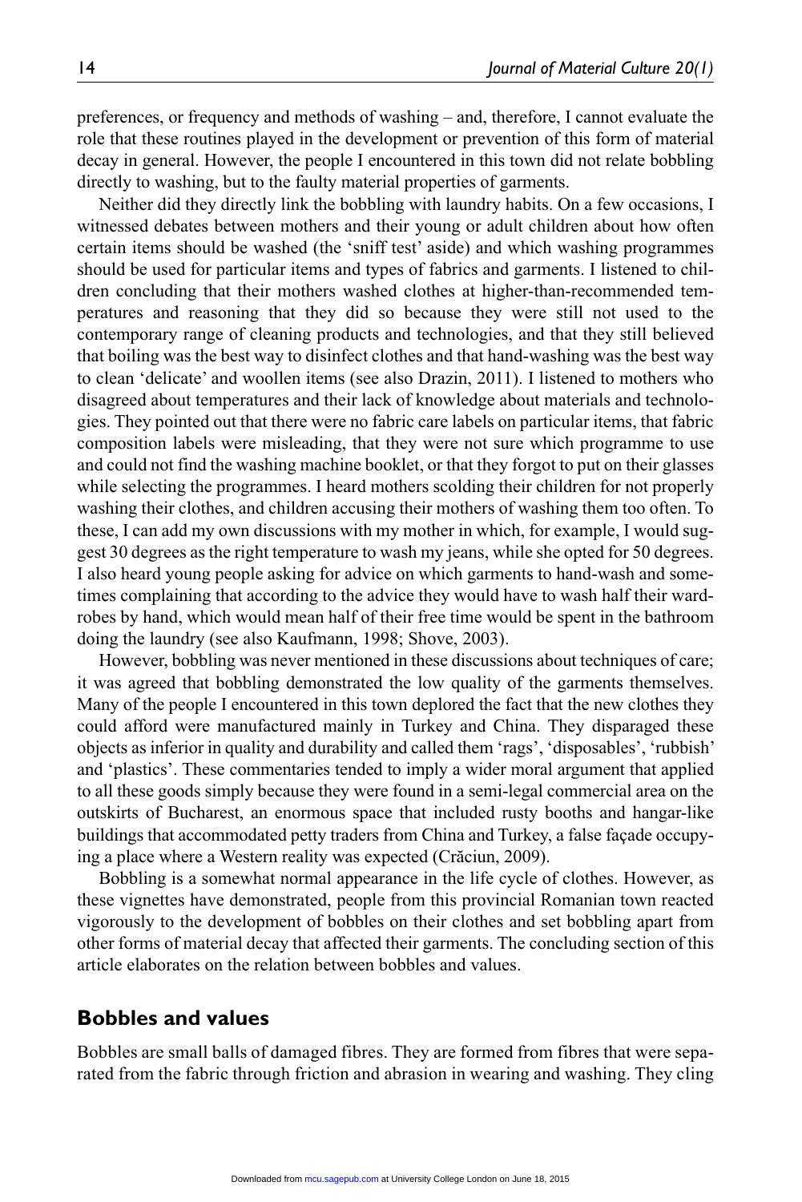preferences, or frequency and methods of washing – and, therefore, I cannot evaluate the role that these routines played in the development or prevention of this form of material decay in general. However, the people I encountered in this town did not relate bobbling directly to washing, but to the faulty material properties of garments.

Neither did they directly link the bobbling with laundry habits. On a few occasions, I witnessed debates between mothers and their young or adult children about how often certain items should be washed (the 'sniff test' aside) and which washing programmes should be used for particular items and types of fabrics and garments. I listened to children concluding that their mothers washed clothes at higher-than-recommended temperatures and reasoning that they did so because they were still not used to the contemporary range of cleaning products and technologies, and that they still believed that boiling was the best way to disinfect clothes and that hand-washing was the best way to clean 'delicate' and woollen items (see also Drazin, 2011). I listened to mothers who disagreed about temperatures and their lack of knowledge about materials and technologies. They pointed out that there were no fabric care labels on particular items, that fabric composition labels were misleading, that they were not sure which programme to use and could not find the washing machine booklet, or that they forgot to put on their glasses while selecting the programmes. I heard mothers scolding their children for not properly washing their clothes, and children accusing their mothers of washing them too often. To these, I can add my own discussions with my mother in which, for example, I would suggest 30 degrees as the right temperature to wash my jeans, while she opted for 50 degrees. I also heard young people asking for advice on which garments to hand-wash and sometimes complaining that according to the advice they would have to wash half their wardrobes by hand, which would mean half of their free time would be spent in the bathroom doing the laundry (see also Kaufmann, 1998; Shove, 2003).

However, bobbling was never mentioned in these discussions about techniques of care; it was agreed that bobbling demonstrated the low quality of the garments themselves. Many of the people I encountered in this town deplored the fact that the new clothes they could afford were manufactured mainly in Turkey and China. They disparaged these objects as inferior in quality and durability and called them 'rags', 'disposables', 'rubbish' and 'plastics'. These commentaries tended to imply a wider moral argument that applied to all these goods simply because they were found in a semi-legal commercial area on the outskirts of Bucharest, an enormous space that included rusty booths and hangar-like buildings that accommodated petty traders from China and Turkey, a false façade occupying a place where a Western reality was expected (Crăciun, 2009).

Bobbling is a somewhat normal appearance in the life cycle of clothes. However, as these vignettes have demonstrated, people from this provincial Romanian town reacted vigorously to the development of bobbles on their clothes and set bobbling apart from other forms of material decay that affected their garments. The concluding section of this article elaborates on the relation between bobbles and values.

## Bobbles and values

Bobbles are small balls of damaged fibres. They are formed from fibres that were separated from the fabric through friction and abrasion in wearing and washing. They cling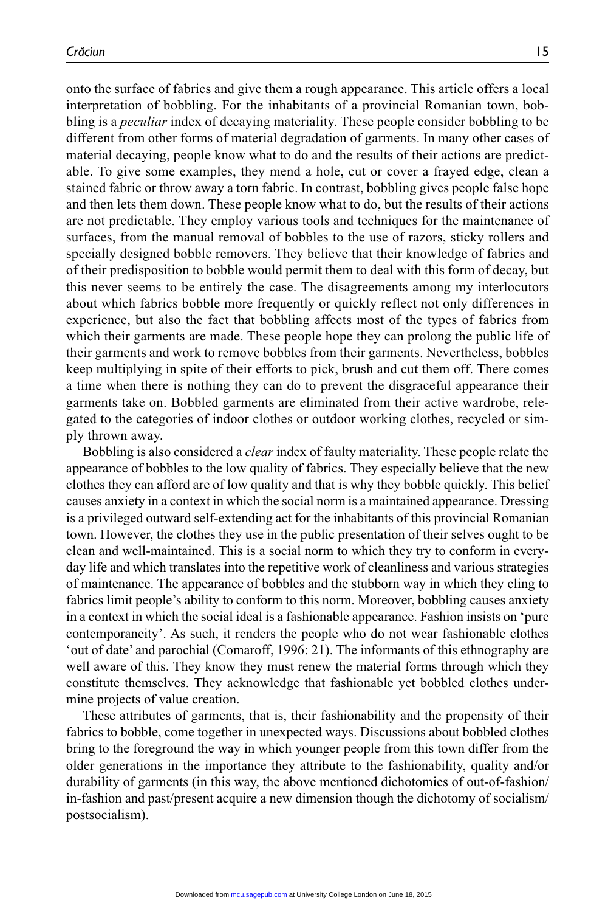onto the surface of fabrics and give them a rough appearance. This article offers a local interpretation of bobbling. For the inhabitants of a provincial Romanian town, bobbling is a *peculiar* index of decaying materiality. These people consider bobbling to be different from other forms of material degradation of garments. In many other cases of material decaying, people know what to do and the results of their actions are predictable. To give some examples, they mend a hole, cut or cover a frayed edge, clean a stained fabric or throw away a torn fabric. In contrast, bobbling gives people false hope and then lets them down. These people know what to do, but the results of their actions are not predictable. They employ various tools and techniques for the maintenance of surfaces, from the manual removal of bobbles to the use of razors, sticky rollers and specially designed bobble removers. They believe that their knowledge of fabrics and of their predisposition to bobble would permit them to deal with this form of decay, but this never seems to be entirely the case. The disagreements among my interlocutors about which fabrics bobble more frequently or quickly reflect not only differences in experience, but also the fact that bobbling affects most of the types of fabrics from which their garments are made. These people hope they can prolong the public life of their garments and work to remove bobbles from their garments. Nevertheless, bobbles keep multiplying in spite of their efforts to pick, brush and cut them off. There comes a time when there is nothing they can do to prevent the disgraceful appearance their garments take on. Bobbled garments are eliminated from their active wardrobe, relegated to the categories of indoor clothes or outdoor working clothes, recycled or simply thrown away.

Bobbling is also considered a *clear* index of faulty materiality. These people relate the appearance of bobbles to the low quality of fabrics. They especially believe that the new clothes they can afford are of low quality and that is why they bobble quickly. This belief causes anxiety in a context in which the social norm is a maintained appearance. Dressing is a privileged outward self-extending act for the inhabitants of this provincial Romanian town. However, the clothes they use in the public presentation of their selves ought to be clean and well-maintained. This is a social norm to which they try to conform in everyday life and which translates into the repetitive work of cleanliness and various strategies of maintenance. The appearance of bobbles and the stubborn way in which they cling to fabrics limit people's ability to conform to this norm. Moreover, bobbling causes anxiety in a context in which the social ideal is a fashionable appearance. Fashion insists on 'pure contemporaneity'. As such, it renders the people who do not wear fashionable clothes 'out of date' and parochial (Comaroff, 1996: 21). The informants of this ethnography are well aware of this. They know they must renew the material forms through which they constitute themselves. They acknowledge that fashionable yet bobbled clothes undermine projects of value creation.

These attributes of garments, that is, their fashionability and the propensity of their fabrics to bobble, come together in unexpected ways. Discussions about bobbled clothes bring to the foreground the way in which younger people from this town differ from the older generations in the importance they attribute to the fashionability, quality and/or durability of garments (in this way, the above mentioned dichotomies of out-of-fashion/in-fashion and past/present acquire a new dimension though the dichotomy of socialism/postsocialism).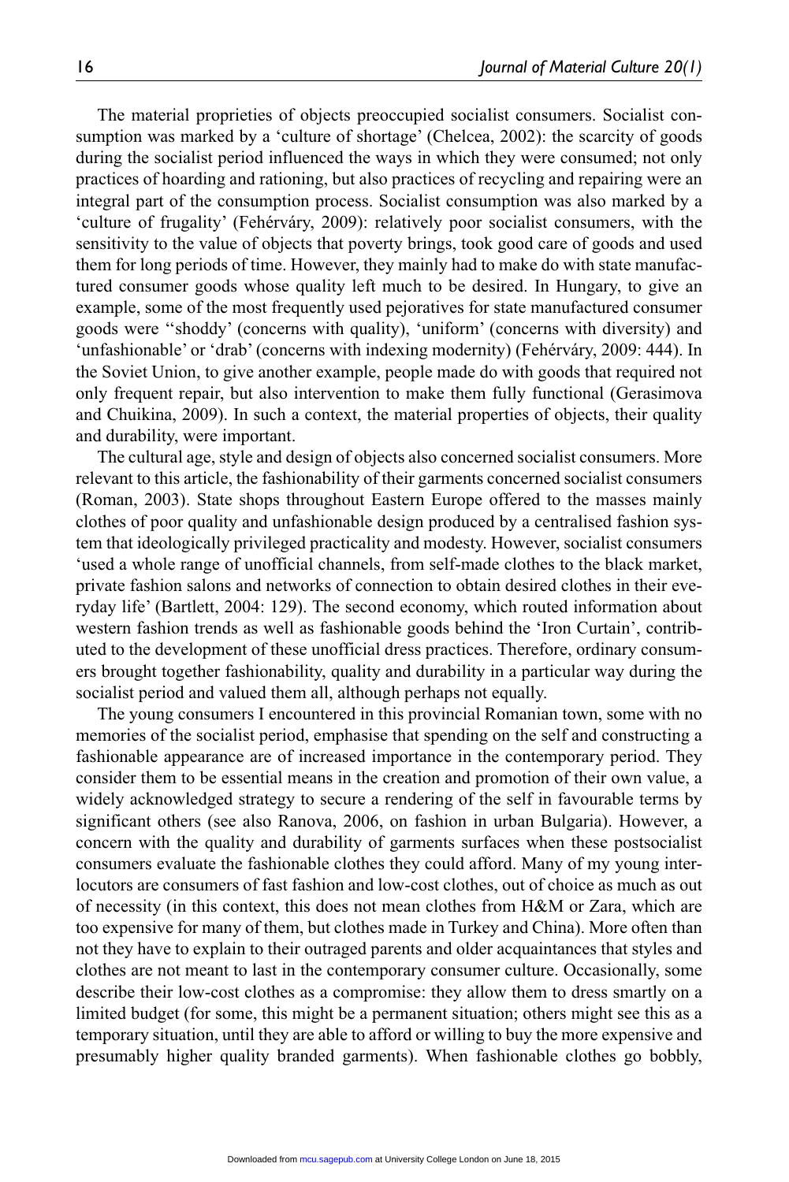The material proprieties of objects preoccupied socialist consumers. Socialist consumption was marked by a 'culture of shortage' (Chelcea, 2002): the scarcity of goods during the socialist period influenced the ways in which they were consumed; not only practices of hoarding and rationing, but also practices of recycling and repairing were an integral part of the consumption process. Socialist consumption was also marked by a 'culture of frugality' (Fehérváry, 2009): relatively poor socialist consumers, with the sensitivity to the value of objects that poverty brings, took good care of goods and used them for long periods of time. However, they mainly had to make do with state manufactured consumer goods whose quality left much to be desired. In Hungary, to give an example, some of the most frequently used pejoratives for state manufactured consumer goods were ''shoddy' (concerns with quality), 'uniform' (concerns with diversity) and 'unfashionable' or 'drab' (concerns with indexing modernity) (Fehérváry, 2009: 444). In the Soviet Union, to give another example, people made do with goods that required not only frequent repair, but also intervention to make them fully functional (Gerasimova and Chuikina, 2009). In such a context, the material properties of objects, their quality and durability, were important.

The cultural age, style and design of objects also concerned socialist consumers. More relevant to this article, the fashionability of their garments concerned socialist consumers (Roman, 2003). State shops throughout Eastern Europe offered to the masses mainly clothes of poor quality and unfashionable design produced by a centralised fashion system that ideologically privileged practicality and modesty. However, socialist consumers 'used a whole range of unofficial channels, from self-made clothes to the black market, private fashion salons and networks of connection to obtain desired clothes in their everyday life' (Bartlett, 2004: 129). The second economy, which routed information about western fashion trends as well as fashionable goods behind the 'Iron Curtain', contributed to the development of these unofficial dress practices. Therefore, ordinary consumers brought together fashionability, quality and durability in a particular way during the socialist period and valued them all, although perhaps not equally.

The young consumers I encountered in this provincial Romanian town, some with no memories of the socialist period, emphasise that spending on the self and constructing a fashionable appearance are of increased importance in the contemporary period. They consider them to be essential means in the creation and promotion of their own value, a widely acknowledged strategy to secure a rendering of the self in favourable terms by significant others (see also Ranova, 2006, on fashion in urban Bulgaria). However, a concern with the quality and durability of garments surfaces when these postsocialist consumers evaluate the fashionable clothes they could afford. Many of my young interlocutors are consumers of fast fashion and low-cost clothes, out of choice as much as out of necessity (in this context, this does not mean clothes from H&M or Zara, which are too expensive for many of them, but clothes made in Turkey and China). More often than not they have to explain to their outraged parents and older acquaintances that styles and clothes are not meant to last in the contemporary consumer culture. Occasionally, some describe their low-cost clothes as a compromise: they allow them to dress smartly on a limited budget (for some, this might be a permanent situation; others might see this as a temporary situation, until they are able to afford or willing to buy the more expensive and presumably higher quality branded garments). When fashionable clothes go bobbly,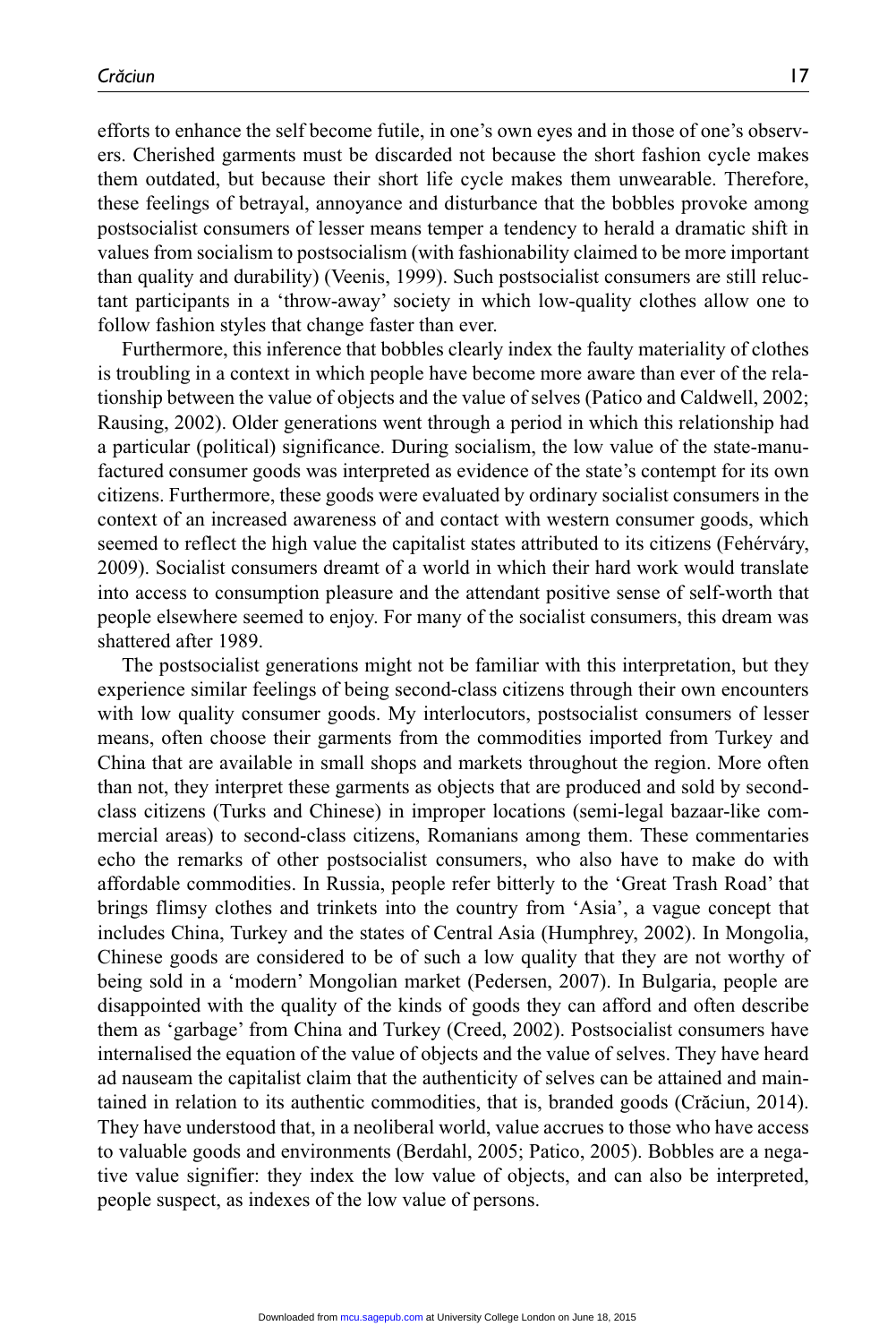efforts to enhance the self become futile, in one's own eyes and in those of one's observers. Cherished garments must be discarded not because the short fashion cycle makes them outdated, but because their short life cycle makes them unwearable. Therefore, these feelings of betrayal, annoyance and disturbance that the bobbles provoke among postsocialist consumers of lesser means temper a tendency to herald a dramatic shift in values from socialism to postsocialism (with fashionability claimed to be more important than quality and durability) (Veenis, 1999). Such postsocialist consumers are still reluctant participants in a 'throw-away' society in which low-quality clothes allow one to follow fashion styles that change faster than ever.

Furthermore, this inference that bobbles clearly index the faulty materiality of clothes is troubling in a context in which people have become more aware than ever of the relationship between the value of objects and the value of selves (Patico and Caldwell, 2002; Rausing, 2002). Older generations went through a period in which this relationship had a particular (political) significance. During socialism, the low value of the state-manufactured consumer goods was interpreted as evidence of the state's contempt for its own citizens. Furthermore, these goods were evaluated by ordinary socialist consumers in the context of an increased awareness of and contact with western consumer goods, which seemed to reflect the high value the capitalist states attributed to its citizens (Fehérváry, 2009). Socialist consumers dreamt of a world in which their hard work would translate into access to consumption pleasure and the attendant positive sense of self-worth that people elsewhere seemed to enjoy. For many of the socialist consumers, this dream was shattered after 1989.

The postsocialist generations might not be familiar with this interpretation, but they experience similar feelings of being second-class citizens through their own encounters with low quality consumer goods. My interlocutors, postsocialist consumers of lesser means, often choose their garments from the commodities imported from Turkey and China that are available in small shops and markets throughout the region. More often than not, they interpret these garments as objects that are produced and sold by second-class citizens (Turks and Chinese) in improper locations (semi-legal bazaar-like commercial areas) to second-class citizens, Romanians among them. These commentaries echo the remarks of other postsocialist consumers, who also have to make do with affordable commodities. In Russia, people refer bitterly to the 'Great Trash Road' that brings flimsy clothes and trinkets into the country from 'Asia', a vague concept that includes China, Turkey and the states of Central Asia (Humphrey, 2002). In Mongolia, Chinese goods are considered to be of such a low quality that they are not worthy of being sold in a 'modern' Mongolian market (Pedersen, 2007). In Bulgaria, people are disappointed with the quality of the kinds of goods they can afford and often describe them as 'garbage' from China and Turkey (Creed, 2002). Postsocialist consumers have internalised the equation of the value of objects and the value of selves. They have heard ad nauseam the capitalist claim that the authenticity of selves can be attained and maintained in relation to its authentic commodities, that is, branded goods (Crăciun, 2014). They have understood that, in a neoliberal world, value accrues to those who have access to valuable goods and environments (Berdahl, 2005; Patico, 2005). Bobbles are a negative value signifier: they index the low value of objects, and can also be interpreted, people suspect, as indexes of the low value of persons.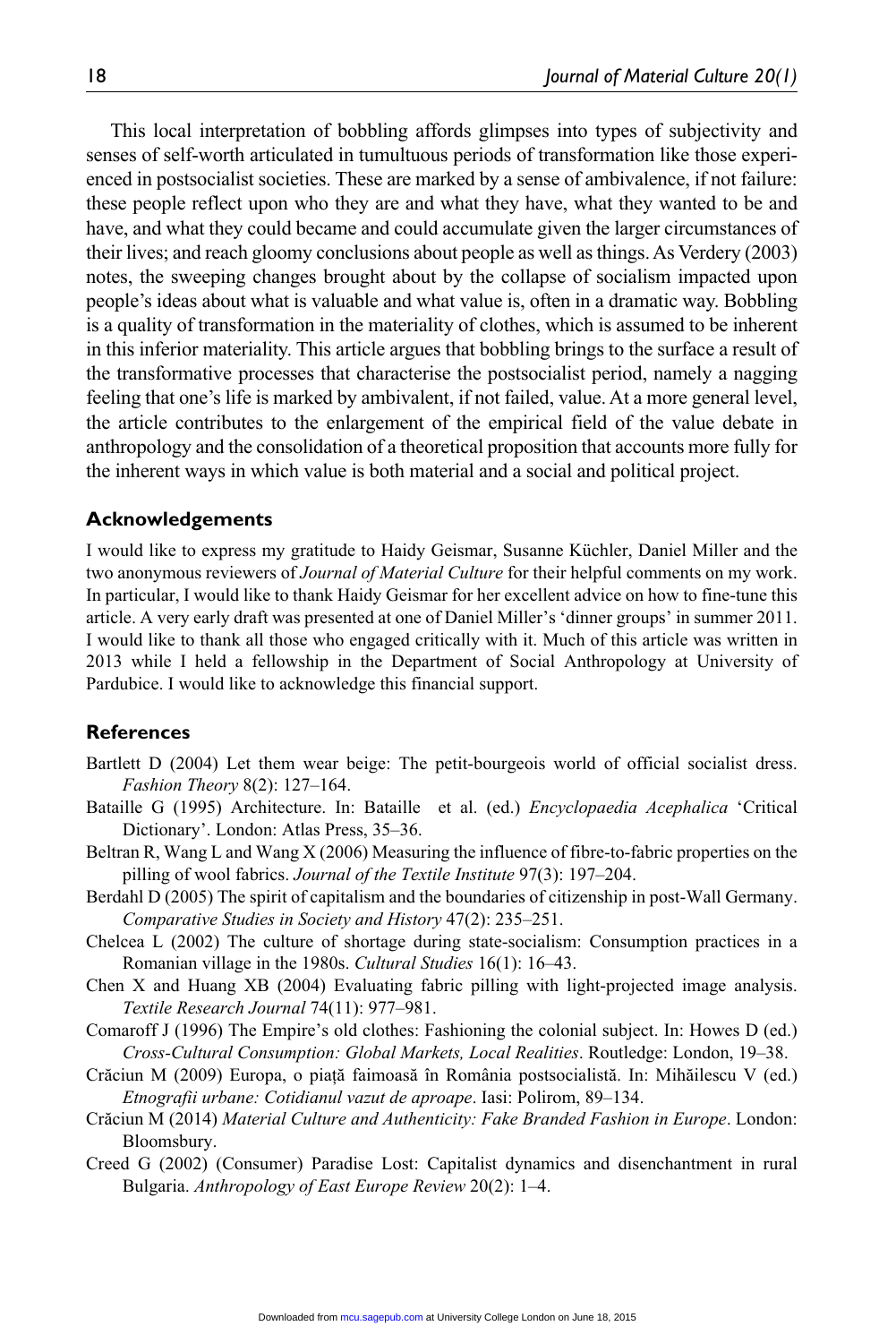This local interpretation of bobbling affords glimpses into types of subjectivity and senses of self-worth articulated in tumultuous periods of transformation like those experienced in postsocialist societies. These are marked by a sense of ambivalence, if not failure: these people reflect upon who they are and what they have, what they wanted to be and have, and what they could became and could accumulate given the larger circumstances of their lives; and reach gloomy conclusions about people as well as things. As Verdery (2003) notes, the sweeping changes brought about by the collapse of socialism impacted upon people's ideas about what is valuable and what value is, often in a dramatic way. Bobbling is a quality of transformation in the materiality of clothes, which is assumed to be inherent in this inferior materiality. This article argues that bobbling brings to the surface a result of the transformative processes that characterise the postsocialist period, namely a nagging feeling that one's life is marked by ambivalent, if not failed, value. At a more general level, the article contributes to the enlargement of the empirical field of the value debate in anthropology and the consolidation of a theoretical proposition that accounts more fully for the inherent ways in which value is both material and a social and political project.

## Acknowledgements

I would like to express my gratitude to Haidy Geismar, Susanne Küchler, Daniel Miller and the two anonymous reviewers of *Journal of Material Culture* for their helpful comments on my work. In particular, I would like to thank Haidy Geismar for her excellent advice on how to fine-tune this article. A very early draft was presented at one of Daniel Miller's 'dinner groups' in summer 2011. I would like to thank all those who engaged critically with it. Much of this article was written in 2013 while I held a fellowship in the Department of Social Anthropology at University of Pardubice. I would like to acknowledge this financial support.

## References

Bartlett D (2004) Let them wear beige: The petit-bourgeois world of official socialist dress. *Fashion Theory* 8(2): 127–164.

Bataille G (1995) Architecture. In: Bataille et al. (ed.) *Encyclopaedia Acephalica* 'Critical Dictionary'. London: Atlas Press, 35–36.

Beltran R, Wang L and Wang X (2006) Measuring the influence of fibre-to-fabric properties on the pilling of wool fabrics. *Journal of the Textile Institute* 97(3): 197–204.

Berdahl D (2005) The spirit of capitalism and the boundaries of citizenship in post-Wall Germany. *Comparative Studies in Society and History* 47(2): 235–251.

Chelcea L (2002) The culture of shortage during state-socialism: Consumption practices in a Romanian village in the 1980s. *Cultural Studies* 16(1): 16–43.

Chen X and Huang XB (2004) Evaluating fabric pilling with light-projected image analysis. *Textile Research Journal* 74(11): 977–981.

Comaroff J (1996) The Empire's old clothes: Fashioning the colonial subject. In: Howes D (ed.) *Cross-Cultural Consumption: Global Markets, Local Realities*. Routledge: London, 19–38.

Crăciun M (2009) Europa, o piață faimoasă în România postsocialistă. In: Mihăilescu V (ed.) *Etnografii urbane: Cotidianul vazut de aproape*. Iasi: Polirom, 89–134.

Crăciun M (2014) *Material Culture and Authenticity: Fake Branded Fashion in Europe*. London: Bloomsbury.

Creed G (2002) (Consumer) Paradise Lost: Capitalist dynamics and disenchantment in rural Bulgaria. *Anthropology of East Europe Review* 20(2): 1–4.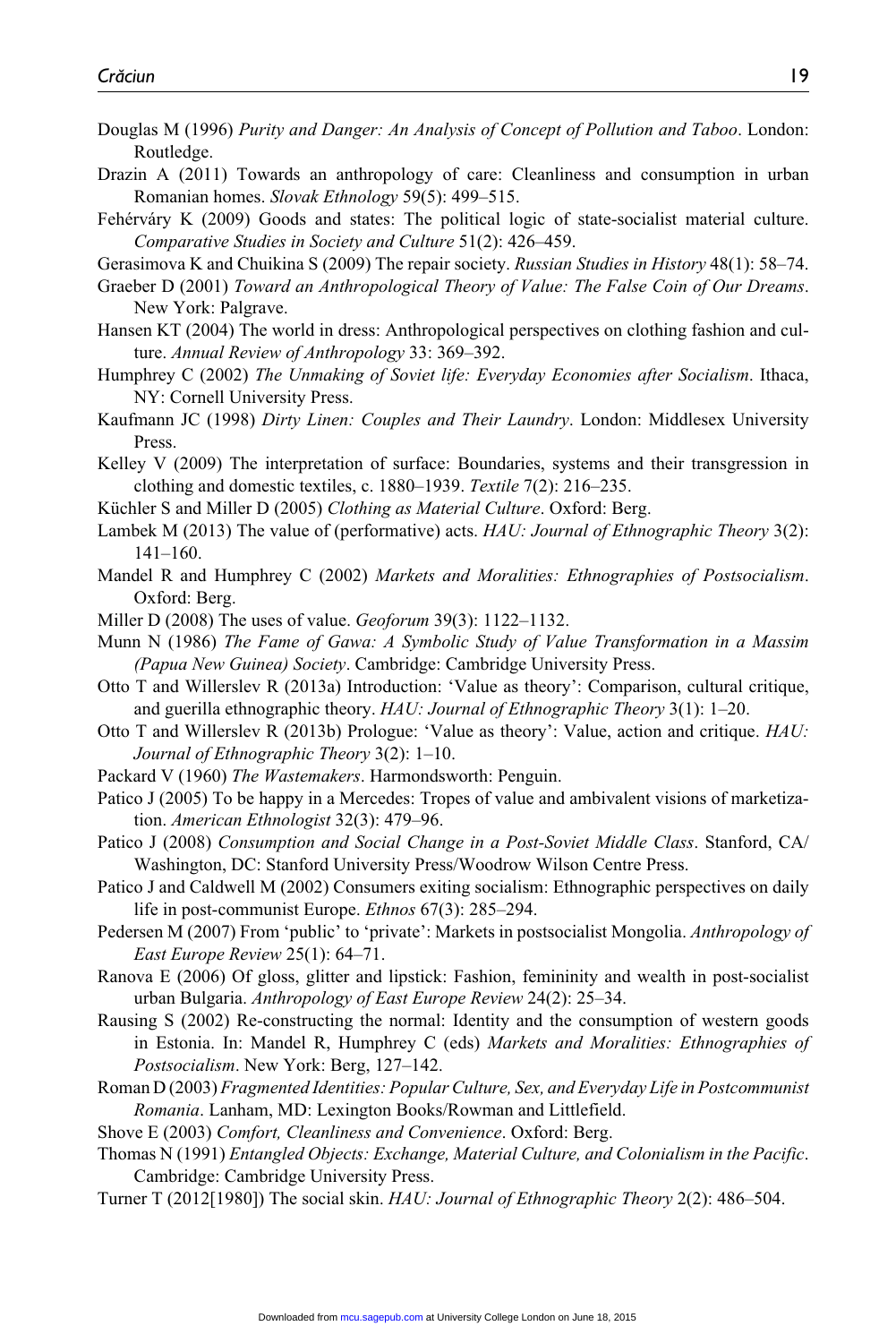Douglas M (1996) *Purity and Danger: An Analysis of Concept of Pollution and Taboo*. London: Routledge.

Drazin A (2011) Towards an anthropology of care: Cleanliness and consumption in urban Romanian homes. *Slovak Ethnology* 59(5): 499–515.

Fehérváry K (2009) Goods and states: The political logic of state-socialist material culture. *Comparative Studies in Society and Culture* 51(2): 426–459.

Gerasimova K and Chuikina S (2009) The repair society. *Russian Studies in History* 48(1): 58–74.

Graeber D (2001) *Toward an Anthropological Theory of Value: The False Coin of Our Dreams*. New York: Palgrave.

Hansen KT (2004) The world in dress: Anthropological perspectives on clothing fashion and culture. *Annual Review of Anthropology* 33: 369–392.

Humphrey C (2002) *The Unmaking of Soviet life: Everyday Economies after Socialism*. Ithaca, NY: Cornell University Press.

Kaufmann JC (1998) *Dirty Linen: Couples and Their Laundry*. London: Middlesex University Press.

Kelley V (2009) The interpretation of surface: Boundaries, systems and their transgression in clothing and domestic textiles, c. 1880–1939. *Textile* 7(2): 216–235.

Küchler S and Miller D (2005) *Clothing as Material Culture*. Oxford: Berg.

Lambek M (2013) The value of (performative) acts. *HAU: Journal of Ethnographic Theory* 3(2): 141–160.

Mandel R and Humphrey C (2002) *Markets and Moralities: Ethnographies of Postsocialism*. Oxford: Berg.

Miller D (2008) The uses of value. *Geoforum* 39(3): 1122–1132.

Munn N (1986) *The Fame of Gawa: A Symbolic Study of Value Transformation in a Massim (Papua New Guinea) Society*. Cambridge: Cambridge University Press.

Otto T and Willerslev R (2013a) Introduction: 'Value as theory': Comparison, cultural critique, and guerilla ethnographic theory. *HAU: Journal of Ethnographic Theory* 3(1): 1–20.

Otto T and Willerslev R (2013b) Prologue: 'Value as theory': Value, action and critique. *HAU: Journal of Ethnographic Theory* 3(2): 1–10.

Packard V (1960) *The Wastemakers*. Harmondsworth: Penguin.

Patico J (2005) To be happy in a Mercedes: Tropes of value and ambivalent visions of marketization. *American Ethnologist* 32(3): 479–96.

Patico J (2008) *Consumption and Social Change in a Post-Soviet Middle Class*. Stanford, CA/ Washington, DC: Stanford University Press/Woodrow Wilson Centre Press.

Patico J and Caldwell M (2002) Consumers exiting socialism: Ethnographic perspectives on daily life in post-communist Europe. *Ethnos* 67(3): 285–294.

Pedersen M (2007) From 'public' to 'private': Markets in postsocialist Mongolia. *Anthropology of East Europe Review* 25(1): 64–71.

Ranova E (2006) Of gloss, glitter and lipstick: Fashion, femininity and wealth in post-socialist urban Bulgaria. *Anthropology of East Europe Review* 24(2): 25–34.

Rausing S (2002) Re-constructing the normal: Identity and the consumption of western goods in Estonia. In: Mandel R, Humphrey C (eds) *Markets and Moralities: Ethnographies of Postsocialism*. New York: Berg, 127–142.

Roman D (2003) *Fragmented Identities: Popular Culture, Sex, and Everyday Life in Postcommunist Romania*. Lanham, MD: Lexington Books/Rowman and Littlefield.

Shove E (2003) *Comfort, Cleanliness and Convenience*. Oxford: Berg.

Thomas N (1991) *Entangled Objects: Exchange, Material Culture, and Colonialism in the Pacific*. Cambridge: Cambridge University Press.

Turner T (2012[1980]) The social skin. *HAU: Journal of Ethnographic Theory* 2(2): 486–504.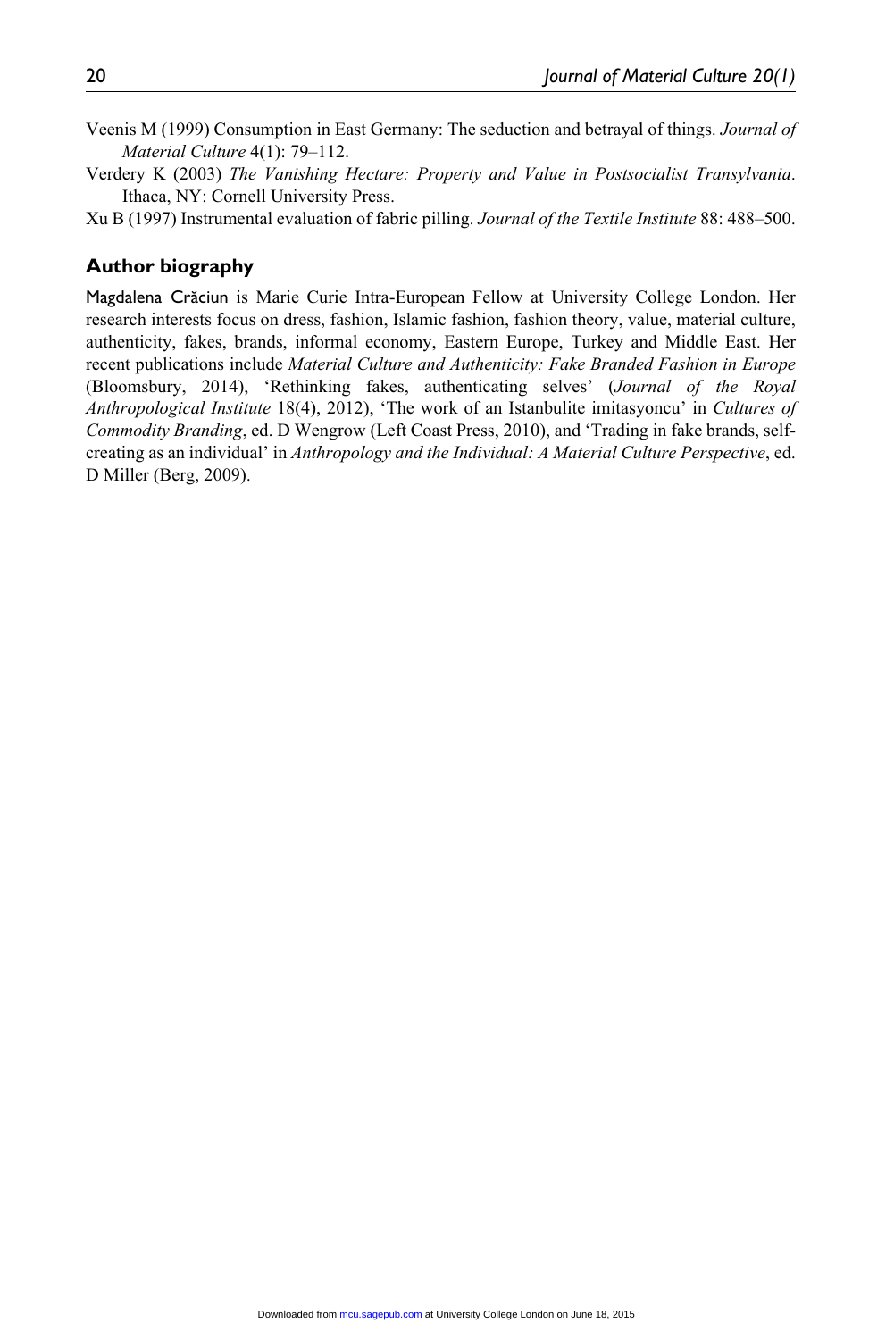Veenis M (1999) Consumption in East Germany: The seduction and betrayal of things. *Journal of Material Culture* 4(1): 79–112.

Verdery K (2003) *The Vanishing Hectare: Property and Value in Postsocialist Transylvania*. Ithaca, NY: Cornell University Press.

Xu B (1997) Instrumental evaluation of fabric pilling. *Journal of the Textile Institute* 88: 488–500.

## Author biography

Magdalena Crăciun is Marie Curie Intra-European Fellow at University College London. Her research interests focus on dress, fashion, Islamic fashion, fashion theory, value, material culture, authenticity, fakes, brands, informal economy, Eastern Europe, Turkey and Middle East. Her recent publications include *Material Culture and Authenticity: Fake Branded Fashion in Europe* (Bloomsbury, 2014), 'Rethinking fakes, authenticating selves' (*Journal of the Royal Anthropological Institute* 18(4), 2012), 'The work of an Istanbulite imitasyoncu' in *Cultures of Commodity Branding*, ed. D Wengrow (Left Coast Press, 2010), and 'Trading in fake brands, self-creating as an individual' in *Anthropology and the Individual: A Material Culture Perspective*, ed. D Miller (Berg, 2009).